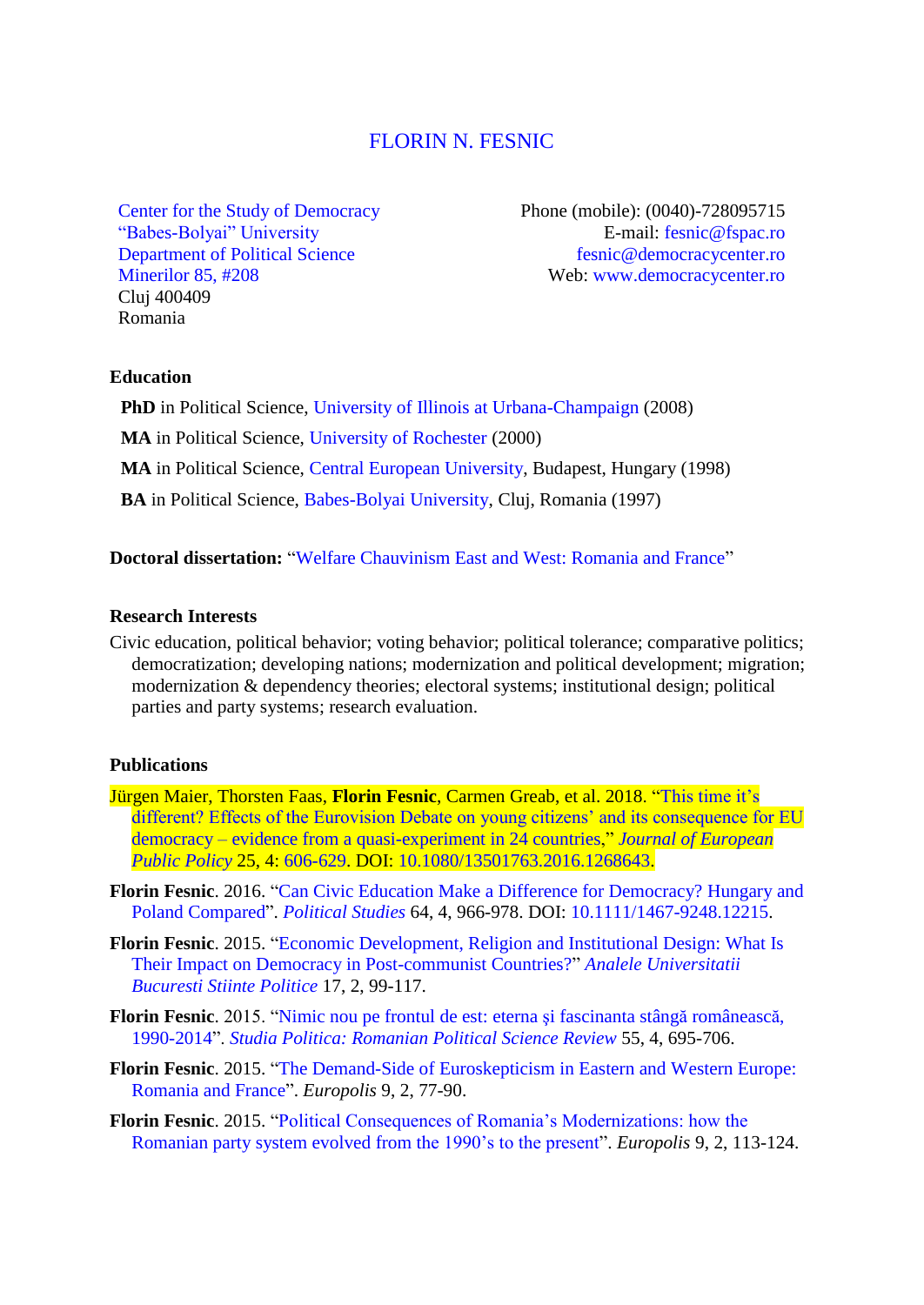# FLORIN N. FESNIC

Center for the Study of Democracy
"Babes-Bolyai" University
Department of Political Science
Minerilor 85, #208
Cluj 400409
Romania

Phone (mobile): (0040)-728095715
E-mail: fesnic@fspac.ro
fesnic@democracycenter.ro
Web: www.democracycenter.ro

## Education

**PhD** in Political Science, University of Illinois at Urbana-Champaign (2008)

**MA** in Political Science, University of Rochester (2000)

**MA** in Political Science, Central European University, Budapest, Hungary (1998)

**BA** in Political Science, Babes-Bolyai University, Cluj, Romania (1997)

**Doctoral dissertation:** "Welfare Chauvinism East and West: Romania and France"

## Research Interests

Civic education, political behavior; voting behavior; political tolerance; comparative politics; democratization; developing nations; modernization and political development; migration; modernization & dependency theories; electoral systems; institutional design; political parties and party systems; research evaluation.

## Publications

Jürgen Maier, Thorsten Faas, **Florin Fesnic**, Carmen Greab, et al. 2018. "This time it's different? Effects of the Eurovision Debate on young citizens' and its consequence for EU democracy – evidence from a quasi-experiment in 24 countries," *Journal of European Public Policy* 25, 4: 606-629. DOI: 10.1080/13501763.2016.1268643.

**Florin Fesnic**. 2016. "Can Civic Education Make a Difference for Democracy? Hungary and Poland Compared". *Political Studies* 64, 4, 966-978. DOI: 10.1111/1467-9248.12215.

**Florin Fesnic**. 2015. "Economic Development, Religion and Institutional Design: What Is Their Impact on Democracy in Post-communist Countries?" *Analele Universitatii Bucuresti Stiinte Politice* 17, 2, 99-117.

**Florin Fesnic**. 2015. "Nimic nou pe frontul de est: eterna şi fascinanta stângă românească, 1990-2014". *Studia Politica: Romanian Political Science Review* 55, 4, 695-706.

**Florin Fesnic**. 2015. "The Demand-Side of Euroskepticism in Eastern and Western Europe: Romania and France". *Europolis* 9, 2, 77-90.

**Florin Fesnic**. 2015. "Political Consequences of Romania's Modernizations: how the Romanian party system evolved from the 1990's to the present". *Europolis* 9, 2, 113-124.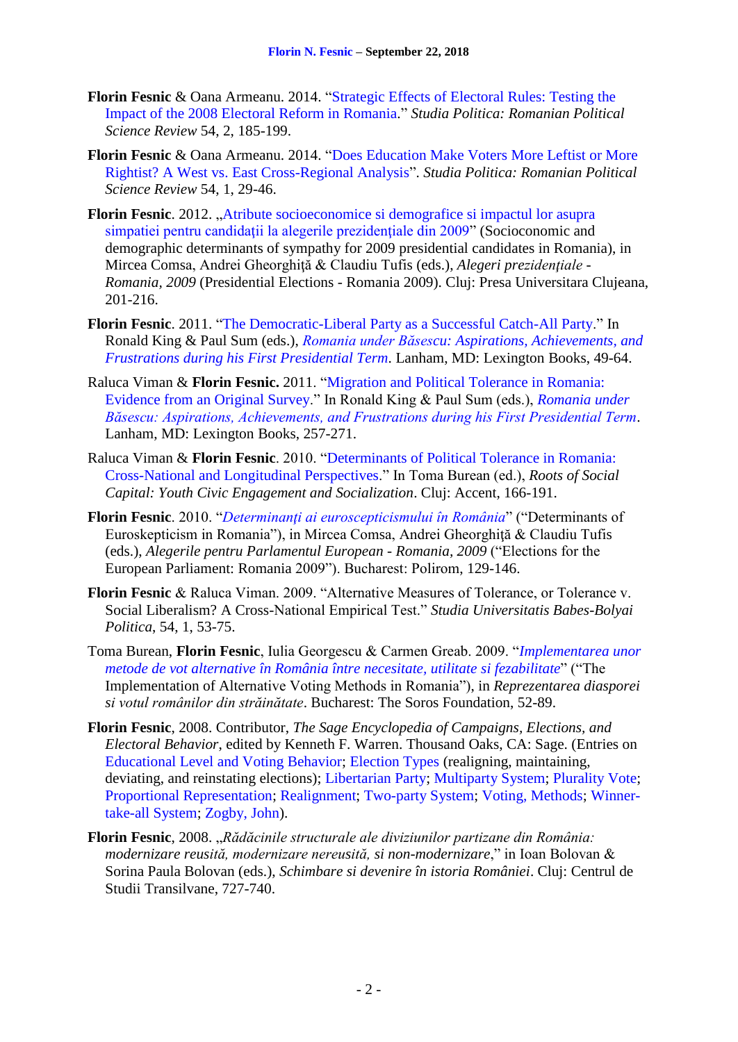**Florin Fesnic** & Oana Armeanu. 2014. "Strategic Effects of Electoral Rules: Testing the Impact of the 2008 Electoral Reform in Romania." *Studia Politica: Romanian Political Science Review* 54, 2, 185-199.

**Florin Fesnic** & Oana Armeanu. 2014. "Does Education Make Voters More Leftist or More Rightist? A West vs. East Cross-Regional Analysis". *Studia Politica: Romanian Political Science Review* 54, 1, 29-46.

**Florin Fesnic**. 2012. „Atribute socioeconomice si demografice si impactul lor asupra simpatiei pentru candidaţii la alegerile prezidenţiale din 2009" (Socioconomic and demographic determinants of sympathy for 2009 presidential candidates in Romania), in Mircea Comsa, Andrei Gheorghiţă & Claudiu Tufis (eds.), *Alegeri prezidenţiale - Romania, 2009* (Presidential Elections - Romania 2009). Cluj: Presa Universitara Clujeana, 201-216.

**Florin Fesnic**. 2011. "The Democratic-Liberal Party as a Successful Catch-All Party." In Ronald King & Paul Sum (eds.), *Romania under Băsescu: Aspirations, Achievements, and Frustrations during his First Presidential Term*. Lanham, MD: Lexington Books, 49-64.

Raluca Viman & **Florin Fesnic.** 2011. "Migration and Political Tolerance in Romania: Evidence from an Original Survey." In Ronald King & Paul Sum (eds.), *Romania under Băsescu: Aspirations, Achievements, and Frustrations during his First Presidential Term*. Lanham, MD: Lexington Books, 257-271.

Raluca Viman & **Florin Fesnic**. 2010. "Determinants of Political Tolerance in Romania: Cross-National and Longitudinal Perspectives." In Toma Burean (ed.), *Roots of Social Capital: Youth Civic Engagement and Socialization*. Cluj: Accent, 166-191.

**Florin Fesnic**. 2010. "*Determinanţi ai euroscepticismului în România*" ("Determinants of Euroskepticism in Romania"), in Mircea Comsa, Andrei Gheorghiţă & Claudiu Tufis (eds.), *Alegerile pentru Parlamentul European - Romania, 2009* ("Elections for the European Parliament: Romania 2009"). Bucharest: Polirom, 129-146.

**Florin Fesnic** & Raluca Viman. 2009. "Alternative Measures of Tolerance, or Tolerance v. Social Liberalism? A Cross-National Empirical Test." *Studia Universitatis Babes-Bolyai Politica*, 54, 1, 53-75.

Toma Burean, **Florin Fesnic**, Iulia Georgescu & Carmen Greab. 2009. "*Implementarea unor metode de vot alternative în România între necesitate, utilitate si fezabilitate*" ("The Implementation of Alternative Voting Methods in Romania"), in *Reprezentarea diasporei si votul românilor din străinătate*. Bucharest: The Soros Foundation, 52-89.

**Florin Fesnic**, 2008. Contributor, *The Sage Encyclopedia of Campaigns, Elections, and Electoral Behavior*, edited by Kenneth F. Warren. Thousand Oaks, CA: Sage. (Entries on Educational Level and Voting Behavior; Election Types (realigning, maintaining, deviating, and reinstating elections); Libertarian Party; Multiparty System; Plurality Vote; Proportional Representation; Realignment; Two-party System; Voting, Methods; Winner-take-all System; Zogby, John).

**Florin Fesnic**, 2008. „*Rădăcinile structurale ale diviziunilor partizane din România: modernizare reusită, modernizare nereusită, si non-modernizare*," in Ioan Bolovan & Sorina Paula Bolovan (eds.), *Schimbare si devenire în istoria României*. Cluj: Centrul de Studii Transilvane, 727-740.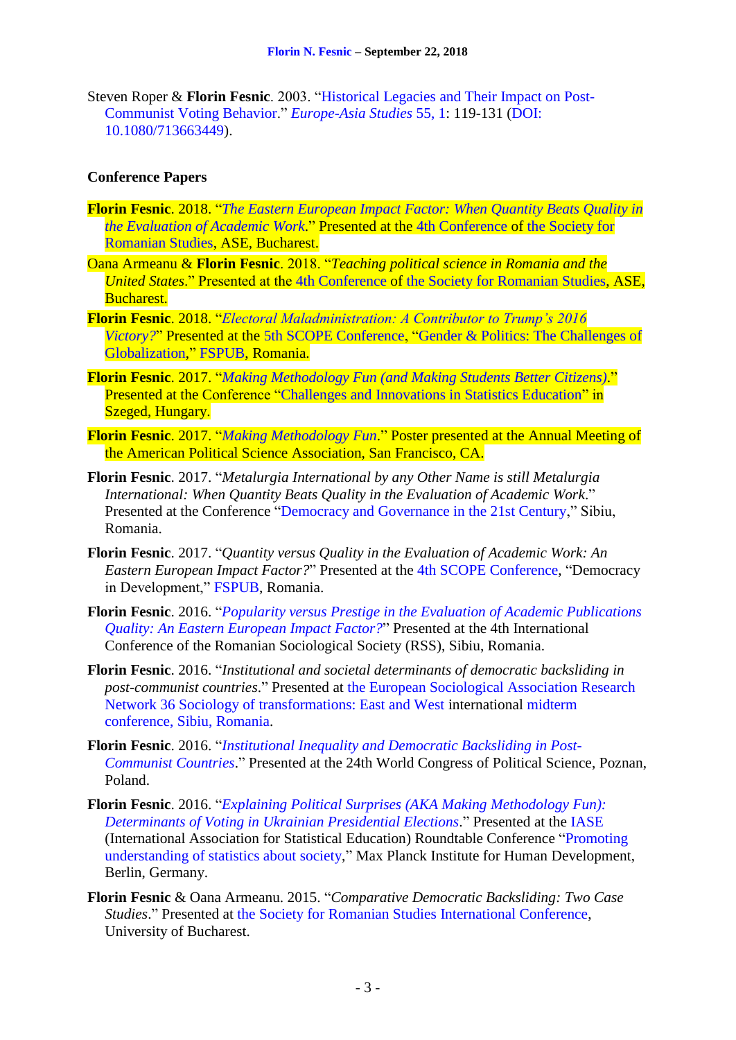Steven Roper & **Florin Fesnic**. 2003. "Historical Legacies and Their Impact on Post-Communist Voting Behavior." *Europe-Asia Studies* 55, 1: 119-131 (DOI: 10.1080/713663449).

### Conference Papers

**Florin Fesnic**. 2018. "*The Eastern European Impact Factor: When Quantity Beats Quality in the Evaluation of Academic Work*." Presented at the 4th Conference of the Society for Romanian Studies, ASE, Bucharest.

Oana Armeanu & **Florin Fesnic**. 2018. "*Teaching political science in Romania and the United States*." Presented at the 4th Conference of the Society for Romanian Studies, ASE, Bucharest.

**Florin Fesnic**. 2018. "*Electoral Maladministration: A Contributor to Trump's 2016 Victory?*" Presented at the 5th SCOPE Conference, "Gender & Politics: The Challenges of Globalization," FSPUB, Romania.

**Florin Fesnic**. 2017. "*Making Methodology Fun (and Making Students Better Citizens)*." Presented at the Conference "Challenges and Innovations in Statistics Education" in Szeged, Hungary.

**Florin Fesnic**. 2017. "*Making Methodology Fun*." Poster presented at the Annual Meeting of the American Political Science Association, San Francisco, CA.

**Florin Fesnic**. 2017. "*Metalurgia International by any Other Name is still Metalurgia International: When Quantity Beats Quality in the Evaluation of Academic Work*." Presented at the Conference "Democracy and Governance in the 21st Century," Sibiu, Romania.

**Florin Fesnic**. 2017. "*Quantity versus Quality in the Evaluation of Academic Work: An Eastern European Impact Factor?*" Presented at the 4th SCOPE Conference, "Democracy in Development," FSPUB, Romania.

**Florin Fesnic**. 2016. "*Popularity versus Prestige in the Evaluation of Academic Publications Quality: An Eastern European Impact Factor?*" Presented at the 4th International Conference of the Romanian Sociological Society (RSS), Sibiu, Romania.

**Florin Fesnic**. 2016. "*Institutional and societal determinants of democratic backsliding in post-communist countries*." Presented at the European Sociological Association Research Network 36 Sociology of transformations: East and West international midterm conference, Sibiu, Romania.

**Florin Fesnic**. 2016. "*Institutional Inequality and Democratic Backsliding in Post-Communist Countries*." Presented at the 24th World Congress of Political Science, Poznan, Poland.

**Florin Fesnic**. 2016. "*Explaining Political Surprises (AKA Making Methodology Fun): Determinants of Voting in Ukrainian Presidential Elections*." Presented at the IASE (International Association for Statistical Education) Roundtable Conference "Promoting understanding of statistics about society," Max Planck Institute for Human Development, Berlin, Germany.

**Florin Fesnic** & Oana Armeanu. 2015. "*Comparative Democratic Backsliding: Two Case Studies*." Presented at the Society for Romanian Studies International Conference, University of Bucharest.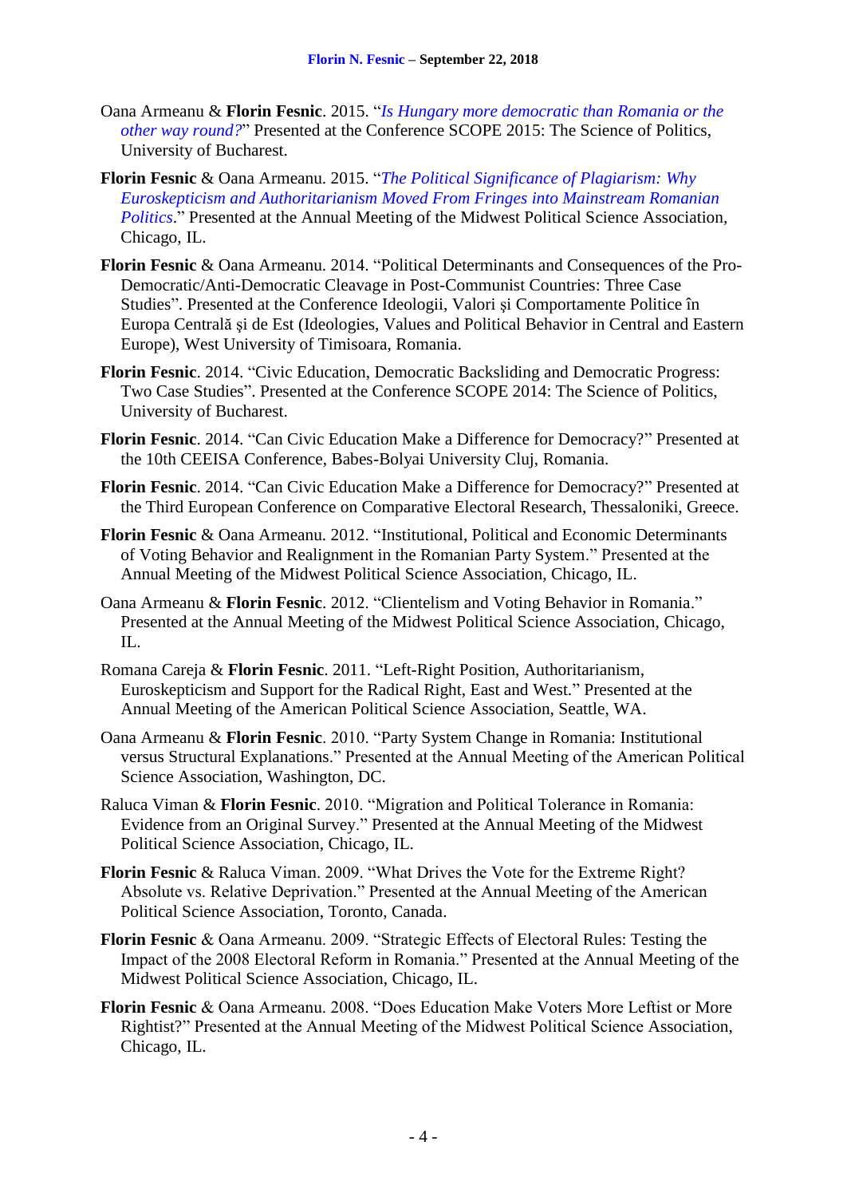Oana Armeanu & **Florin Fesnic**. 2015. "*Is Hungary more democratic than Romania or the other way round?*" Presented at the Conference SCOPE 2015: The Science of Politics, University of Bucharest.

**Florin Fesnic** & Oana Armeanu. 2015. "*The Political Significance of Plagiarism: Why Euroskepticism and Authoritarianism Moved From Fringes into Mainstream Romanian Politics*." Presented at the Annual Meeting of the Midwest Political Science Association, Chicago, IL.

**Florin Fesnic** & Oana Armeanu. 2014. "Political Determinants and Consequences of the Pro-Democratic/Anti-Democratic Cleavage in Post-Communist Countries: Three Case Studies". Presented at the Conference Ideologii, Valori şi Comportamente Politice în Europa Centrală şi de Est (Ideologies, Values and Political Behavior in Central and Eastern Europe), West University of Timisoara, Romania.

**Florin Fesnic**. 2014. "Civic Education, Democratic Backsliding and Democratic Progress: Two Case Studies". Presented at the Conference SCOPE 2014: The Science of Politics, University of Bucharest.

**Florin Fesnic**. 2014. "Can Civic Education Make a Difference for Democracy?" Presented at the 10th CEEISA Conference, Babes-Bolyai University Cluj, Romania.

**Florin Fesnic**. 2014. "Can Civic Education Make a Difference for Democracy?" Presented at the Third European Conference on Comparative Electoral Research, Thessaloniki, Greece.

**Florin Fesnic** & Oana Armeanu. 2012. "Institutional, Political and Economic Determinants of Voting Behavior and Realignment in the Romanian Party System." Presented at the Annual Meeting of the Midwest Political Science Association, Chicago, IL.

Oana Armeanu & **Florin Fesnic**. 2012. "Clientelism and Voting Behavior in Romania." Presented at the Annual Meeting of the Midwest Political Science Association, Chicago, IL.

Romana Careja & **Florin Fesnic**. 2011. "Left-Right Position, Authoritarianism, Euroskepticism and Support for the Radical Right, East and West." Presented at the Annual Meeting of the American Political Science Association, Seattle, WA.

Oana Armeanu & **Florin Fesnic**. 2010. "Party System Change in Romania: Institutional versus Structural Explanations." Presented at the Annual Meeting of the American Political Science Association, Washington, DC.

Raluca Viman & **Florin Fesnic**. 2010. "Migration and Political Tolerance in Romania: Evidence from an Original Survey." Presented at the Annual Meeting of the Midwest Political Science Association, Chicago, IL.

**Florin Fesnic** & Raluca Viman. 2009. "What Drives the Vote for the Extreme Right? Absolute vs. Relative Deprivation." Presented at the Annual Meeting of the American Political Science Association, Toronto, Canada.

**Florin Fesnic** & Oana Armeanu. 2009. "Strategic Effects of Electoral Rules: Testing the Impact of the 2008 Electoral Reform in Romania." Presented at the Annual Meeting of the Midwest Political Science Association, Chicago, IL.

**Florin Fesnic** & Oana Armeanu. 2008. "Does Education Make Voters More Leftist or More Rightist?" Presented at the Annual Meeting of the Midwest Political Science Association, Chicago, IL.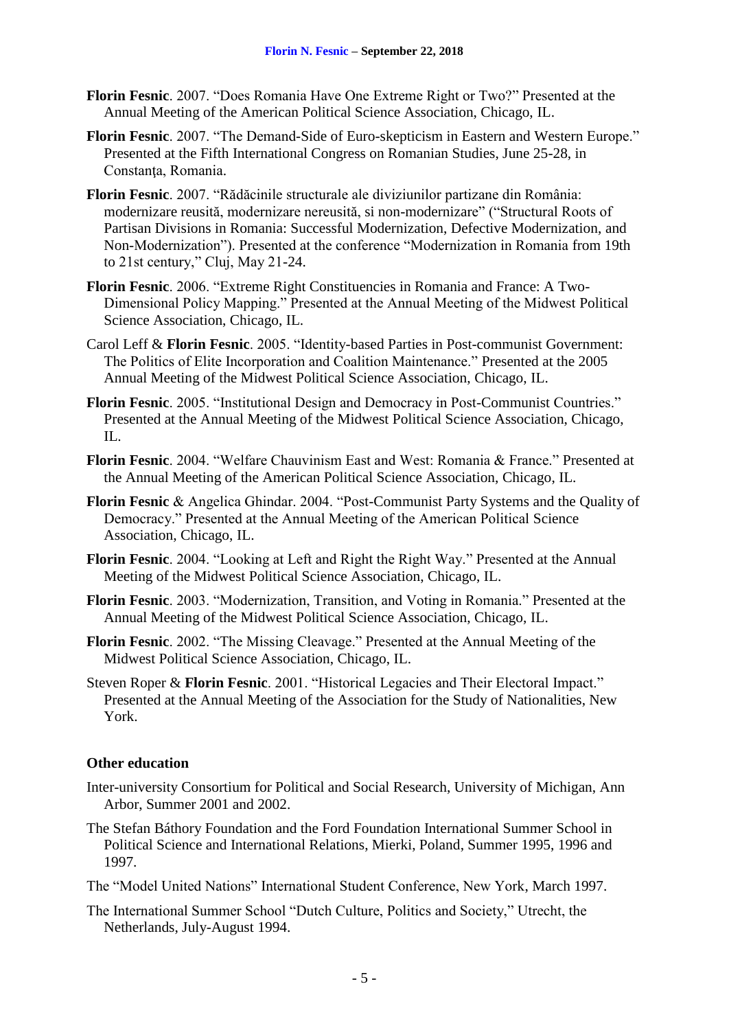**Florin Fesnic**. 2007. "Does Romania Have One Extreme Right or Two?" Presented at the Annual Meeting of the American Political Science Association, Chicago, IL.

**Florin Fesnic**. 2007. "The Demand-Side of Euro-skepticism in Eastern and Western Europe." Presented at the Fifth International Congress on Romanian Studies, June 25-28, in Constanţa, Romania.

**Florin Fesnic**. 2007. "Rădăcinile structurale ale diviziunilor partizane din România: modernizare reusită, modernizare nereusită, si non-modernizare" ("Structural Roots of Partisan Divisions in Romania: Successful Modernization, Defective Modernization, and Non-Modernization"). Presented at the conference "Modernization in Romania from 19th to 21st century," Cluj, May 21-24.

**Florin Fesnic**. 2006. "Extreme Right Constituencies in Romania and France: A Two-Dimensional Policy Mapping." Presented at the Annual Meeting of the Midwest Political Science Association, Chicago, IL.

Carol Leff & **Florin Fesnic**. 2005. "Identity-based Parties in Post-communist Government: The Politics of Elite Incorporation and Coalition Maintenance." Presented at the 2005 Annual Meeting of the Midwest Political Science Association, Chicago, IL.

**Florin Fesnic**. 2005. "Institutional Design and Democracy in Post-Communist Countries." Presented at the Annual Meeting of the Midwest Political Science Association, Chicago, IL.

**Florin Fesnic**. 2004. "Welfare Chauvinism East and West: Romania & France." Presented at the Annual Meeting of the American Political Science Association, Chicago, IL.

**Florin Fesnic** & Angelica Ghindar. 2004. "Post-Communist Party Systems and the Quality of Democracy." Presented at the Annual Meeting of the American Political Science Association, Chicago, IL.

**Florin Fesnic**. 2004. "Looking at Left and Right the Right Way." Presented at the Annual Meeting of the Midwest Political Science Association, Chicago, IL.

**Florin Fesnic**. 2003. "Modernization, Transition, and Voting in Romania." Presented at the Annual Meeting of the Midwest Political Science Association, Chicago, IL.

**Florin Fesnic**. 2002. "The Missing Cleavage." Presented at the Annual Meeting of the Midwest Political Science Association, Chicago, IL.

Steven Roper & **Florin Fesnic**. 2001. "Historical Legacies and Their Electoral Impact." Presented at the Annual Meeting of the Association for the Study of Nationalities, New York.

**Other education**

Inter-university Consortium for Political and Social Research, University of Michigan, Ann Arbor, Summer 2001 and 2002.

The Stefan Báthory Foundation and the Ford Foundation International Summer School in Political Science and International Relations, Mierki, Poland, Summer 1995, 1996 and 1997.

The "Model United Nations" International Student Conference, New York, March 1997.

The International Summer School "Dutch Culture, Politics and Society," Utrecht, the Netherlands, July-August 1994.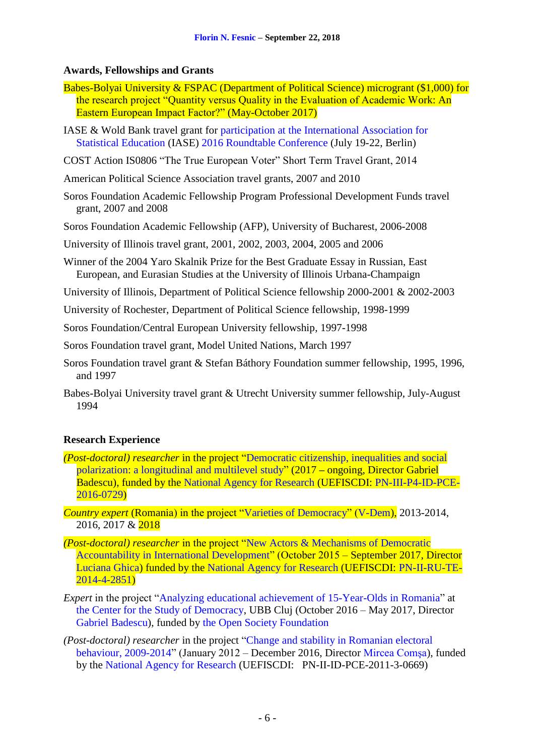### Awards, Fellowships and Grants

Babes-Bolyai University & FSPAC (Department of Political Science) microgrant ($1,000) for the research project "Quantity versus Quality in the Evaluation of Academic Work: An Eastern European Impact Factor?" (May-October 2017)

IASE & Wold Bank travel grant for participation at the International Association for Statistical Education (IASE) 2016 Roundtable Conference (July 19-22, Berlin)

COST Action IS0806 "The True European Voter" Short Term Travel Grant, 2014

American Political Science Association travel grants, 2007 and 2010

Soros Foundation Academic Fellowship Program Professional Development Funds travel grant, 2007 and 2008

Soros Foundation Academic Fellowship (AFP), University of Bucharest, 2006-2008

University of Illinois travel grant, 2001, 2002, 2003, 2004, 2005 and 2006

Winner of the 2004 Yaro Skalnik Prize for the Best Graduate Essay in Russian, East European, and Eurasian Studies at the University of Illinois Urbana-Champaign

University of Illinois, Department of Political Science fellowship 2000-2001 & 2002-2003

University of Rochester, Department of Political Science fellowship, 1998-1999

Soros Foundation/Central European University fellowship, 1997-1998

Soros Foundation travel grant, Model United Nations, March 1997

Soros Foundation travel grant & Stefan Báthory Foundation summer fellowship, 1995, 1996, and 1997

Babes-Bolyai University travel grant & Utrecht University summer fellowship, July-August 1994

### Research Experience

*(Post-doctoral) researcher* in the project "Democratic citizenship, inequalities and social polarization: a longitudinal and multilevel study" (2017 – ongoing, Director Gabriel Badescu), funded by the National Agency for Research (UEFISCDI: PN-III-P4-ID-PCE-2016-0729)

*Country expert* (Romania) in the project "Varieties of Democracy" (V-Dem), 2013-2014, 2016, 2017 & 2018

*(Post-doctoral) researcher* in the project "New Actors & Mechanisms of Democratic Accountability in International Development" (October 2015 – September 2017, Director Luciana Ghica) funded by the National Agency for Research (UEFISCDI: PN-II-RU-TE-2014-4-2851)

*Expert* in the project "Analyzing educational achievement of 15-Year-Olds in Romania" at the Center for the Study of Democracy, UBB Cluj (October 2016 – May 2017, Director Gabriel Badescu), funded by the Open Society Foundation

*(Post-doctoral) researcher* in the project "Change and stability in Romanian electoral behaviour, 2009-2014" (January 2012 – December 2016, Director Mircea Comşa), funded by the National Agency for Research (UEFISCDI: PN-II-ID-PCE-2011-3-0669)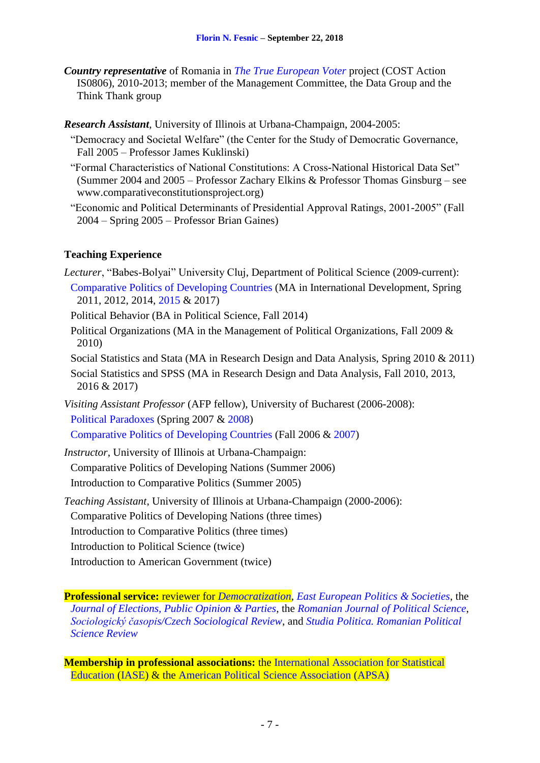***Country representative*** of Romania in *The True European Voter* project (COST Action IS0806), 2010-2013; member of the Management Committee, the Data Group and the Think Thank group

***Research Assistant***, University of Illinois at Urbana-Champaign, 2004-2005:

- "Democracy and Societal Welfare" (the Center for the Study of Democratic Governance, Fall 2005 – Professor James Kuklinski)
- "Formal Characteristics of National Constitutions: A Cross-National Historical Data Set" (Summer 2004 and 2005 – Professor Zachary Elkins & Professor Thomas Ginsburg – see www.comparativeconstitutionsproject.org)
- "Economic and Political Determinants of Presidential Approval Ratings, 2001-2005" (Fall 2004 – Spring 2005 – Professor Brian Gaines)

## Teaching Experience

*Lecturer*, "Babes-Bolyai" University Cluj, Department of Political Science (2009-current):

- Comparative Politics of Developing Countries (MA in International Development, Spring 2011, 2012, 2014, 2015 & 2017)
- Political Behavior (BA in Political Science, Fall 2014)
- Political Organizations (MA in the Management of Political Organizations, Fall 2009 & 2010)
- Social Statistics and Stata (MA in Research Design and Data Analysis, Spring 2010 & 2011)
- Social Statistics and SPSS (MA in Research Design and Data Analysis, Fall 2010, 2013, 2016 & 2017)

*Visiting Assistant Professor* (AFP fellow), University of Bucharest (2006-2008):

- Political Paradoxes (Spring 2007 & 2008)
- Comparative Politics of Developing Countries (Fall 2006 & 2007)

*Instructor*, University of Illinois at Urbana-Champaign:

- Comparative Politics of Developing Nations (Summer 2006)
- Introduction to Comparative Politics (Summer 2005)

*Teaching Assistant*, University of Illinois at Urbana-Champaign (2000-2006):

- Comparative Politics of Developing Nations (three times)
- Introduction to Comparative Politics (three times)
- Introduction to Political Science (twice)
- Introduction to American Government (twice)

**Professional service:** reviewer for *Democratization*, *East European Politics & Societies*, the *Journal of Elections, Public Opinion & Parties*, the *Romanian Journal of Political Science*, *Sociologický časopis/Czech Sociological Review*, and *Studia Politica. Romanian Political Science Review*

**Membership in professional associations:** the International Association for Statistical Education (IASE) & the American Political Science Association (APSA)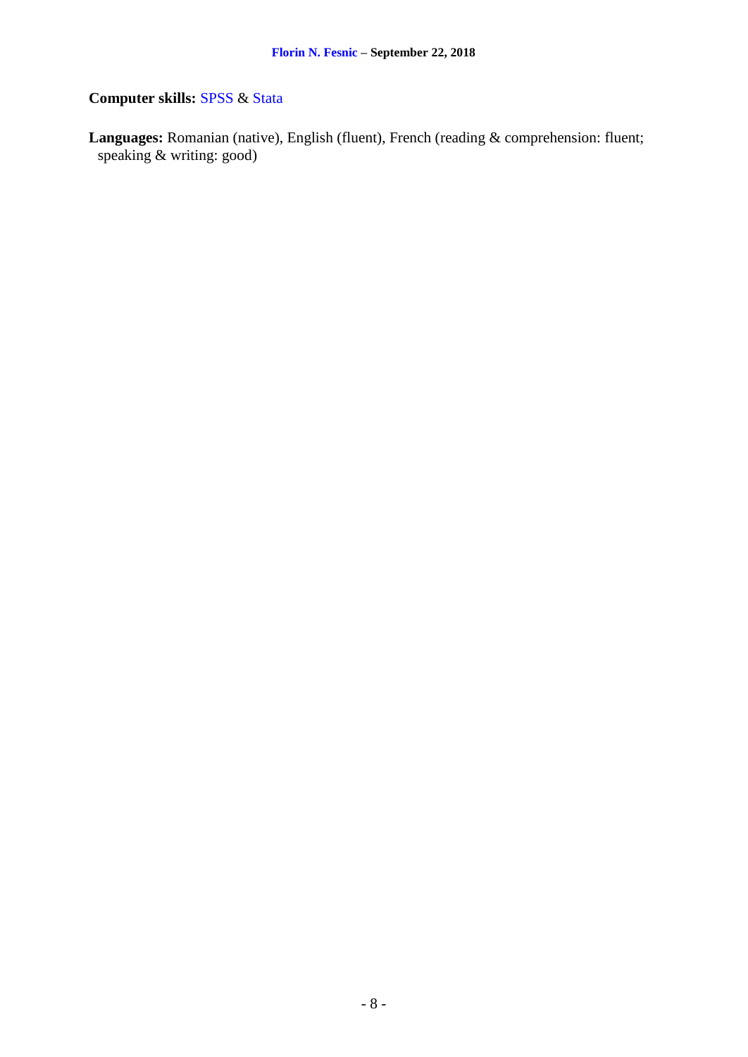**Computer skills:** SPSS & Stata

**Languages:** Romanian (native), English (fluent), French (reading & comprehension: fluent; speaking & writing: good)